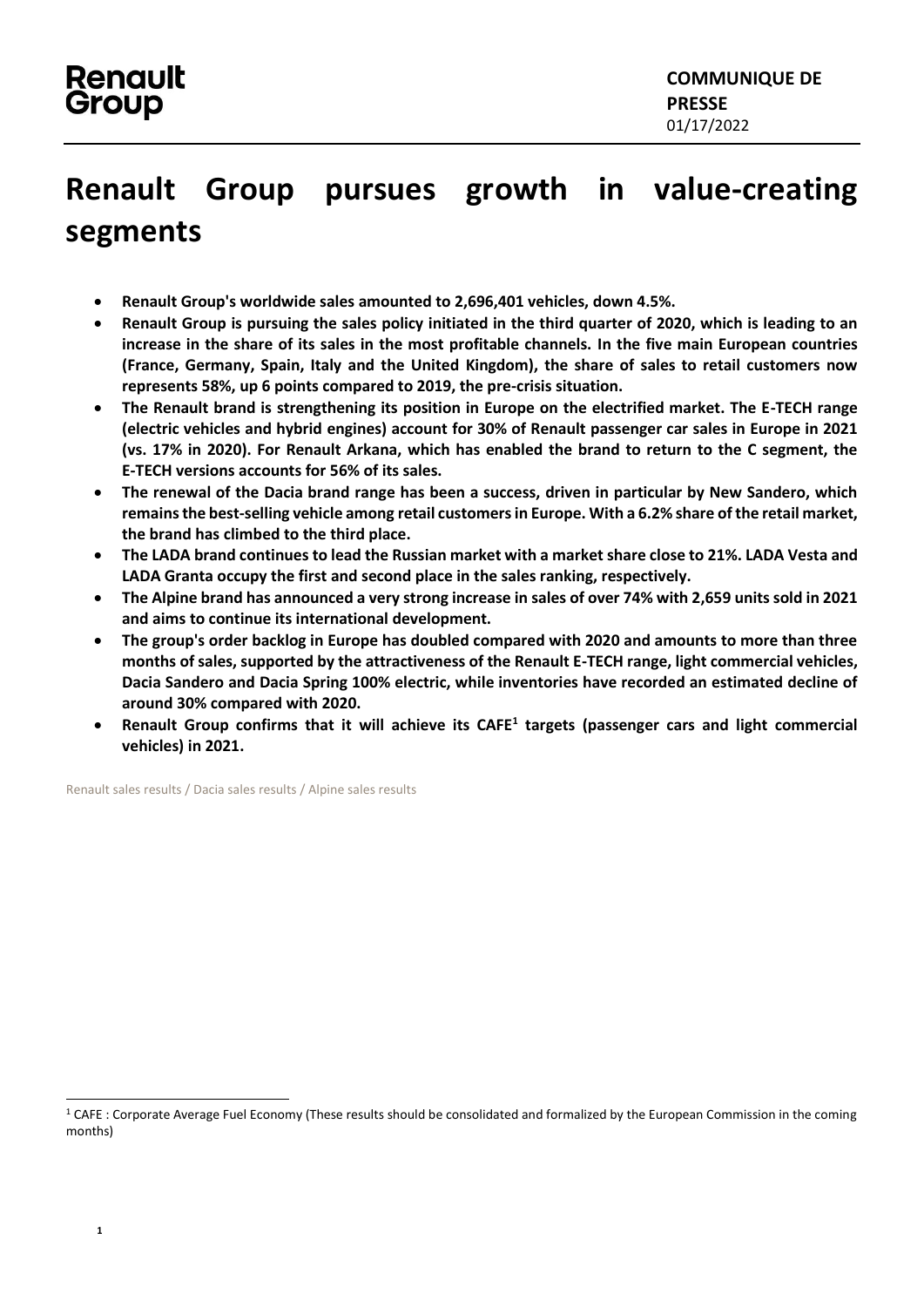Renault Group

**COMMUNIQUE DE PRESSE**
01/17/2022

# Renault Group pursues growth in value-creating segments

- **Renault Group's worldwide sales amounted to 2,696,401 vehicles, down 4.5%.**
- **Renault Group is pursuing the sales policy initiated in the third quarter of 2020, which is leading to an increase in the share of its sales in the most profitable channels. In the five main European countries (France, Germany, Spain, Italy and the United Kingdom), the share of sales to retail customers now represents 58%, up 6 points compared to 2019, the pre-crisis situation.**
- **The Renault brand is strengthening its position in Europe on the electrified market. The E-TECH range (electric vehicles and hybrid engines) account for 30% of Renault passenger car sales in Europe in 2021 (vs. 17% in 2020). For Renault Arkana, which has enabled the brand to return to the C segment, the E-TECH versions accounts for 56% of its sales.**
- **The renewal of the Dacia brand range has been a success, driven in particular by New Sandero, which remains the best-selling vehicle among retail customers in Europe. With a 6.2% share of the retail market, the brand has climbed to the third place.**
- **The LADA brand continues to lead the Russian market with a market share close to 21%. LADA Vesta and LADA Granta occupy the first and second place in the sales ranking, respectively.**
- **The Alpine brand has announced a very strong increase in sales of over 74% with 2,659 units sold in 2021 and aims to continue its international development.**
- **The group's order backlog in Europe has doubled compared with 2020 and amounts to more than three months of sales, supported by the attractiveness of the Renault E-TECH range, light commercial vehicles, Dacia Sandero and Dacia Spring 100% electric, while inventories have recorded an estimated decline of around 30% compared with 2020.**
- **Renault Group confirms that it will achieve its CAFE[1] targets (passenger cars and light commercial vehicles) in 2021.**

Renault sales results / Dacia sales results / Alpine sales results

[1] CAFE : Corporate Average Fuel Economy (These results should be consolidated and formalized by the European Commission in the coming months)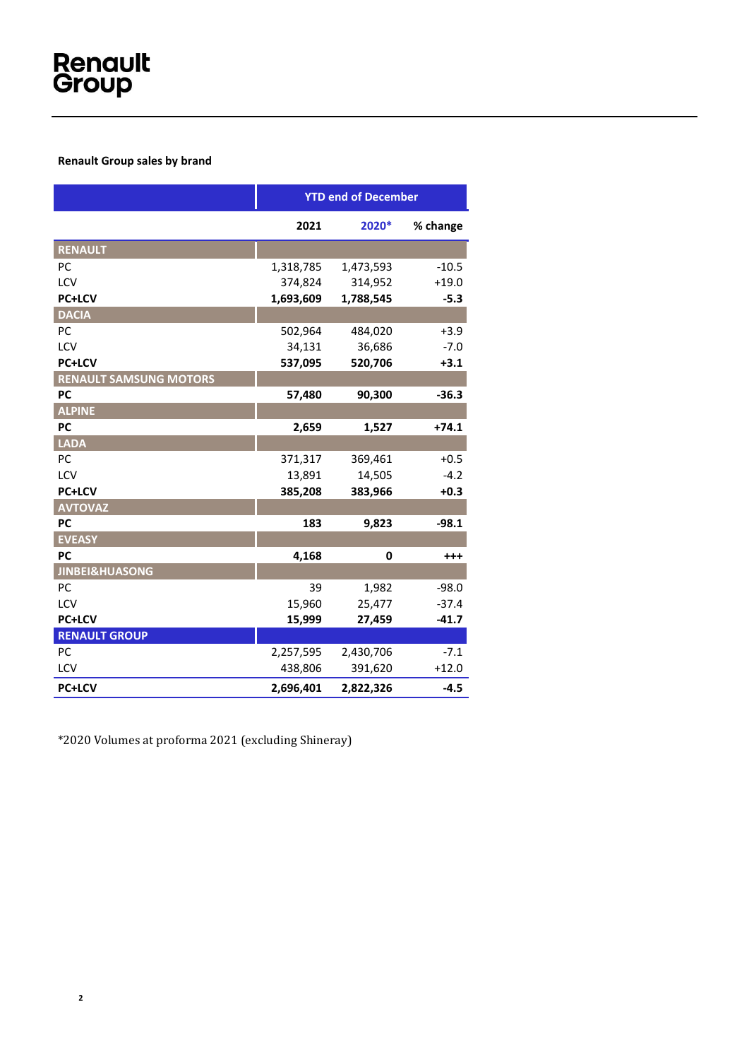**Renault Group sales by brand**

| | YTD end of December | | |
|---|---|---|---|
| | **2021** | **2020*** | **% change** |
| **RENAULT** | | | |
| PC | 1,318,785 | 1,473,593 | -10.5 |
| LCV | 374,824 | 314,952 | +19.0 |
| **PC+LCV** | **1,693,609** | **1,788,545** | **-5.3** |
| **DACIA** | | | |
| PC | 502,964 | 484,020 | +3.9 |
| LCV | 34,131 | 36,686 | -7.0 |
| **PC+LCV** | **537,095** | **520,706** | **+3.1** |
| **RENAULT SAMSUNG MOTORS** | | | |
| **PC** | **57,480** | **90,300** | **-36.3** |
| **ALPINE** | | | |
| **PC** | **2,659** | **1,527** | **+74.1** |
| **LADA** | | | |
| PC | 371,317 | 369,461 | +0.5 |
| LCV | 13,891 | 14,505 | -4.2 |
| **PC+LCV** | **385,208** | **383,966** | **+0.3** |
| **AVTOVAZ** | | | |
| **PC** | **183** | **9,823** | **-98.1** |
| **EVEASY** | | | |
| **PC** | **4,168** | **0** | **+++** |
| **JINBEI&HUASONG** | | | |
| PC | 39 | 1,982 | -98.0 |
| LCV | 15,960 | 25,477 | -37.4 |
| **PC+LCV** | **15,999** | **27,459** | **-41.7** |
| **RENAULT GROUP** | | | |
| PC | 2,257,595 | 2,430,706 | -7.1 |
| LCV | 438,806 | 391,620 | +12.0 |
| **PC+LCV** | **2,696,401** | **2,822,326** | **-4.5** |

*2020 Volumes at proforma 2021 (excluding Shineray)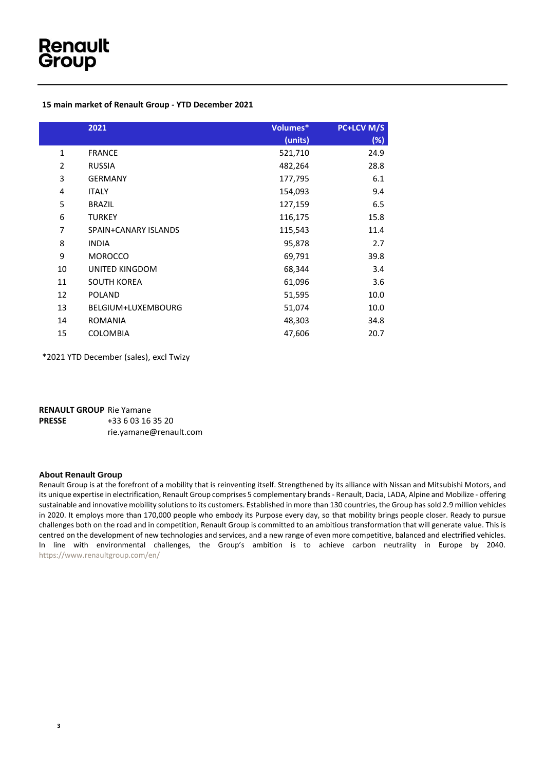Renault Group

**15 main market of Renault Group - YTD December 2021**

| | 2021 | Volumes* (units) | PC+LCV M/S (%) |
|---|---|---|---|
| 1 | FRANCE | 521,710 | 24.9 |
| 2 | RUSSIA | 482,264 | 28.8 |
| 3 | GERMANY | 177,795 | 6.1 |
| 4 | ITALY | 154,093 | 9.4 |
| 5 | BRAZIL | 127,159 | 6.5 |
| 6 | TURKEY | 116,175 | 15.8 |
| 7 | SPAIN+CANARY ISLANDS | 115,543 | 11.4 |
| 8 | INDIA | 95,878 | 2.7 |
| 9 | MOROCCO | 69,791 | 39.8 |
| 10 | UNITED KINGDOM | 68,344 | 3.4 |
| 11 | SOUTH KOREA | 61,096 | 3.6 |
| 12 | POLAND | 51,595 | 10.0 |
| 13 | BELGIUM+LUXEMBOURG | 51,074 | 10.0 |
| 14 | ROMANIA | 48,303 | 34.8 |
| 15 | COLOMBIA | 47,606 | 20.7 |

*2021 YTD December (sales), excl Twizy

**RENAULT GROUP PRESSE** Rie Yamane
+33 6 03 16 35 20
rie.yamane@renault.com

**About Renault Group**

Renault Group is at the forefront of a mobility that is reinventing itself. Strengthened by its alliance with Nissan and Mitsubishi Motors, and its unique expertise in electrification, Renault Group comprises 5 complementary brands - Renault, Dacia, LADA, Alpine and Mobilize - offering sustainable and innovative mobility solutions to its customers. Established in more than 130 countries, the Group has sold 2.9 million vehicles in 2020. It employs more than 170,000 people who embody its Purpose every day, so that mobility brings people closer. Ready to pursue challenges both on the road and in competition, Renault Group is committed to an ambitious transformation that will generate value. This is centred on the development of new technologies and services, and a new range of even more competitive, balanced and electrified vehicles. In line with environmental challenges, the Group's ambition is to achieve carbon neutrality in Europe by 2040.
https://www.renaultgroup.com/en/